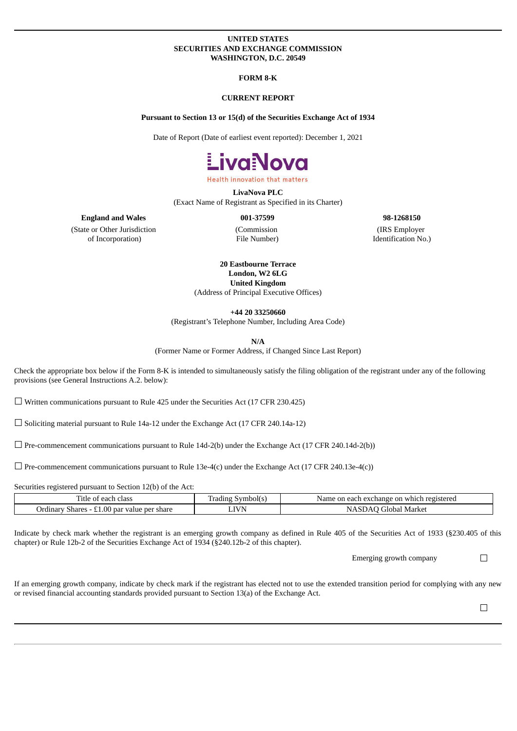**UNITED STATES**
**SECURITIES AND EXCHANGE COMMISSION**
**WASHINGTON, D.C. 20549**

**FORM 8-K**

**CURRENT REPORT**

**Pursuant to Section 13 or 15(d) of the Securities Exchange Act of 1934**

Date of Report (Date of earliest event reported): December 1, 2021

LivaNova

Health innovation that matters

**LivaNova PLC**
(Exact Name of Registrant as Specified in its Charter)

| **England and Wales** | **001-37599** | **98-1268150** |
|---|---|---|
| (State or Other Jurisdiction of Incorporation) | (Commission File Number) | (IRS Employer Identification No.) |

**20 Eastbourne Terrace**
**London, W2 6LG**
**United Kingdom**
(Address of Principal Executive Offices)

**+44 20 33250660**
(Registrant's Telephone Number, Including Area Code)

**N/A**
(Former Name or Former Address, if Changed Since Last Report)

Check the appropriate box below if the Form 8-K is intended to simultaneously satisfy the filing obligation of the registrant under any of the following provisions (see General Instructions A.2. below):

☐ Written communications pursuant to Rule 425 under the Securities Act (17 CFR 230.425)

☐ Soliciting material pursuant to Rule 14a-12 under the Exchange Act (17 CFR 240.14a-12)

☐ Pre-commencement communications pursuant to Rule 14d-2(b) under the Exchange Act (17 CFR 240.14d-2(b))

☐ Pre-commencement communications pursuant to Rule 13e-4(c) under the Exchange Act (17 CFR 240.13e-4(c))

Securities registered pursuant to Section 12(b) of the Act:

| Title of each class | Trading Symbol(s) | Name on each exchange on which registered |
|---|---|---|
| Ordinary Shares - £1.00 par value per share | LIVN | NASDAQ Global Market |

Indicate by check mark whether the registrant is an emerging growth company as defined in Rule 405 of the Securities Act of 1933 (§230.405 of this chapter) or Rule 12b-2 of the Securities Exchange Act of 1934 (§240.12b-2 of this chapter).

Emerging growth company ☐

If an emerging growth company, indicate by check mark if the registrant has elected not to use the extended transition period for complying with any new or revised financial accounting standards provided pursuant to Section 13(a) of the Exchange Act.

☐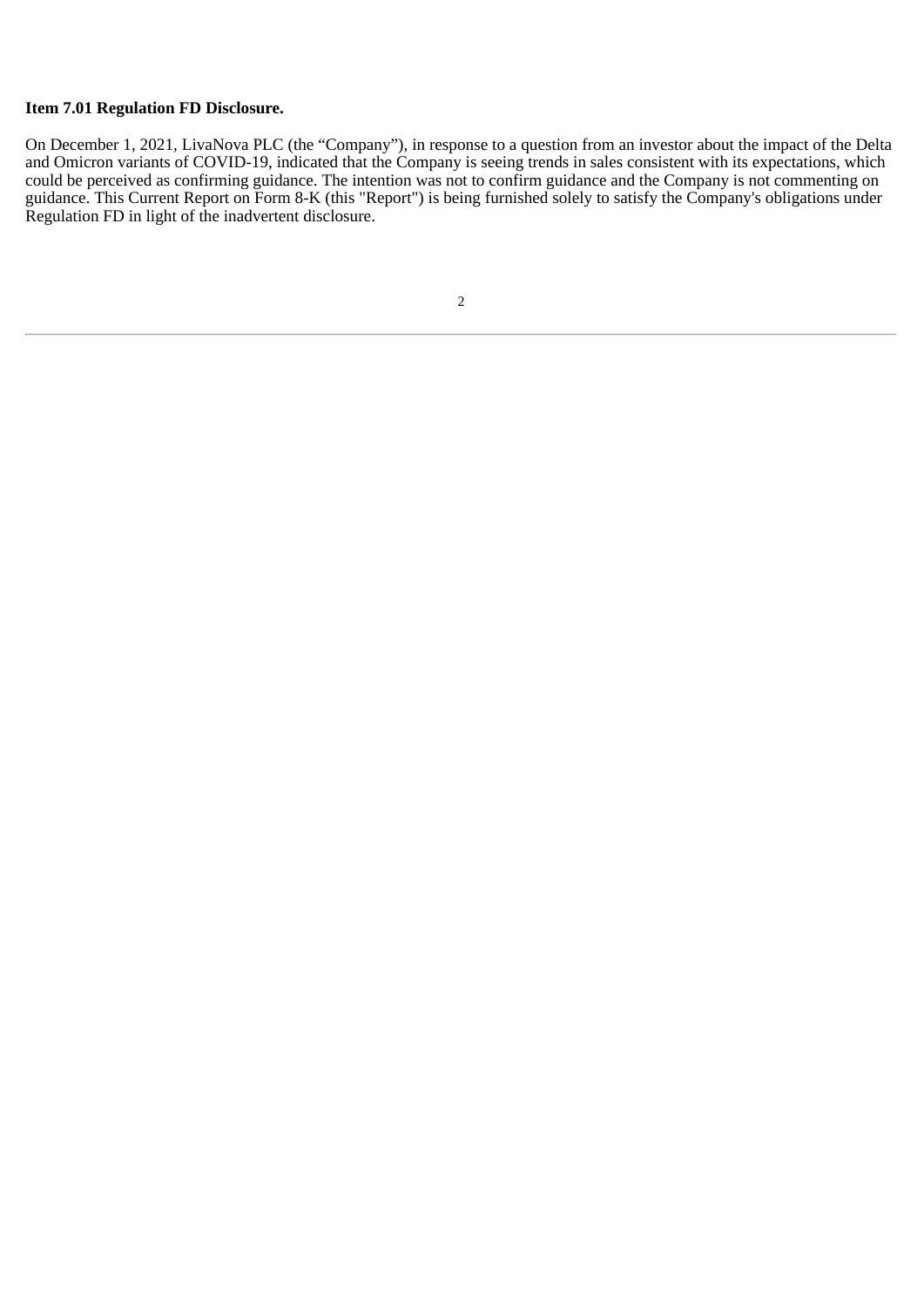**Item 7.01 Regulation FD Disclosure.**

On December 1, 2021, LivaNova PLC (the “Company”), in response to a question from an investor about the impact of the Delta and Omicron variants of COVID-19, indicated that the Company is seeing trends in sales consistent with its expectations, which could be perceived as confirming guidance. The intention was not to confirm guidance and the Company is not commenting on guidance. This Current Report on Form 8-K (this "Report") is being furnished solely to satisfy the Company's obligations under Regulation FD in light of the inadvertent disclosure.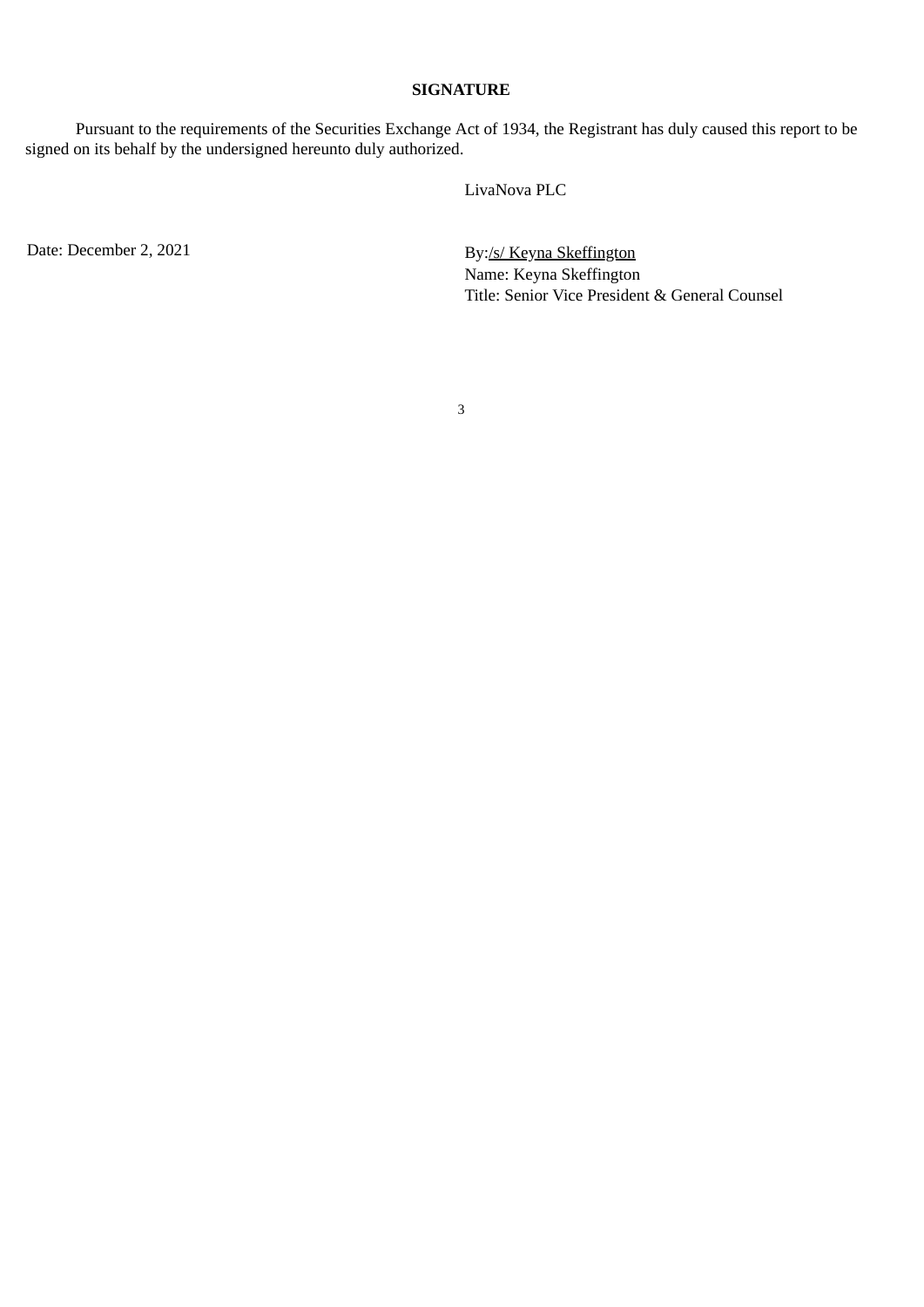**SIGNATURE**

Pursuant to the requirements of the Securities Exchange Act of 1934, the Registrant has duly caused this report to be signed on its behalf by the undersigned hereunto duly authorized.

LivaNova PLC

Date: December 2, 2021

By: /s/ Keyna Skeffington
Name: Keyna Skeffington
Title: Senior Vice President & General Counsel